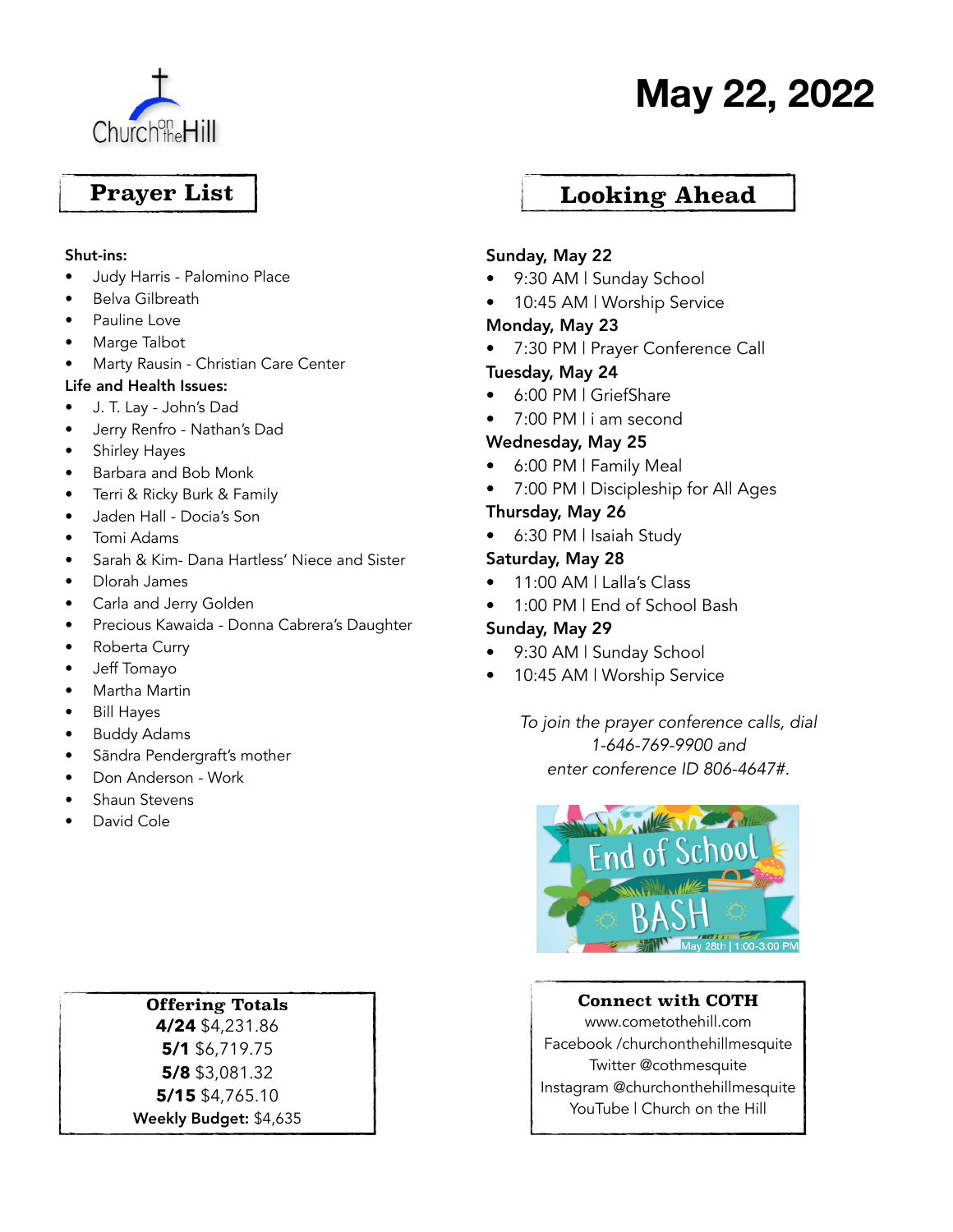Church on the Hill

# May 22, 2022

## Prayer List

**Shut-ins:**

- Judy Harris - Palomino Place
- Belva Gilbreath
- Pauline Love
- Marge Talbot
- Marty Rausin - Christian Care Center

**Life and Health Issues:**

- J. T. Lay - John's Dad
- Jerry Renfro - Nathan's Dad
- Shirley Hayes
- Barbara and Bob Monk
- Terri & Ricky Burk & Family
- Jaden Hall - Docia's Son
- Tomi Adams
- Sarah & Kim- Dana Hartless' Niece and Sister
- Dlorah James
- Carla and Jerry Golden
- Precious Kawaida - Donna Cabrera's Daughter
- Roberta Curry
- Jeff Tomayo
- Martha Martin
- Bill Hayes
- Buddy Adams
- Sāndra Pendergraft's mother
- Don Anderson - Work
- Shaun Stevens
- David Cole

## Looking Ahead

**Sunday, May 22**

- 9:30 AM | Sunday School
- 10:45 AM | Worship Service

**Monday, May 23**

- 7:30 PM | Prayer Conference Call

**Tuesday, May 24**

- 6:00 PM | GriefShare
- 7:00 PM | i am second

**Wednesday, May 25**

- 6:00 PM | Family Meal
- 7:00 PM | Discipleship for All Ages

**Thursday, May 26**

- 6:30 PM | Isaiah Study

**Saturday, May 28**

- 11:00 AM | Lalla's Class
- 1:00 PM | End of School Bash

**Sunday, May 29**

- 9:30 AM | Sunday School
- 10:45 AM | Worship Service

*To join the prayer conference calls, dial 1-646-769-9900 and enter conference ID 806-4647#.*

End of School BASH
May 28th | 1:00-3:00 PM

**Offering Totals**

**4/24** $4,231.86
**5/1** $6,719.75
**5/8** $3,081.32
**5/15** $4,765.10
**Weekly Budget:** $4,635

**Connect with COTH**

www.cometothehill.com
Facebook /churchonthehillmesquite
Twitter @cothmesquite
Instagram @churchonthehillmesquite
YouTube | Church on the Hill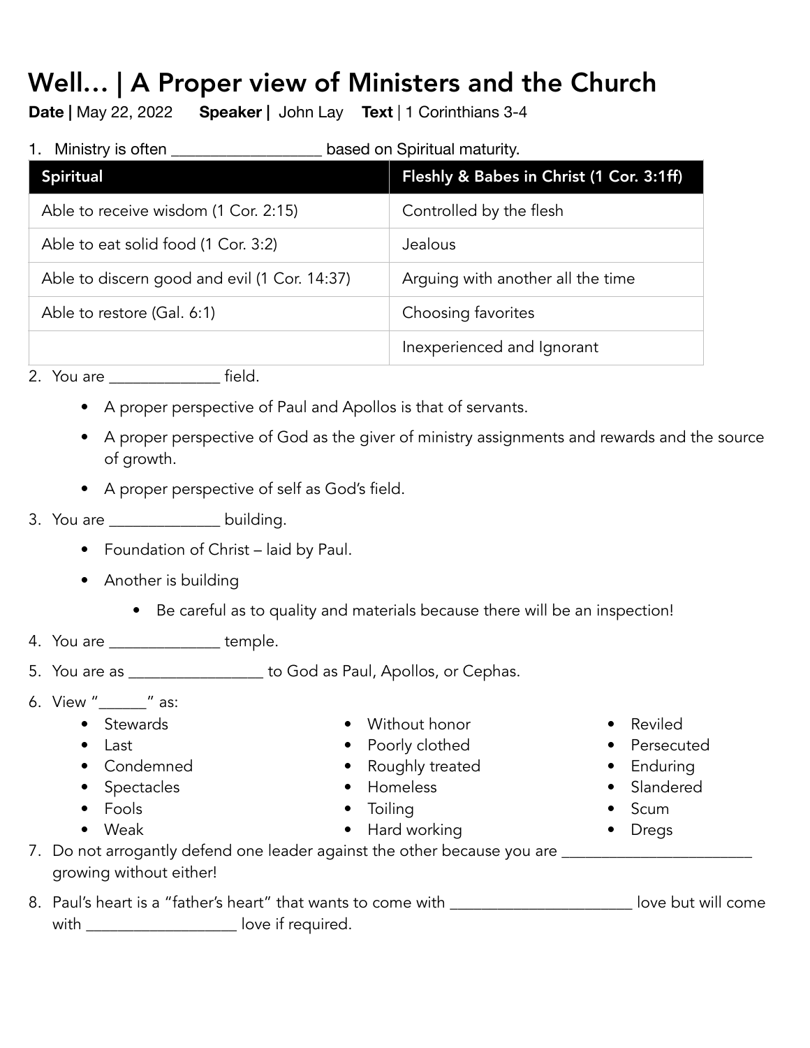# Well… | A Proper view of Ministers and the Church

**Date |** May 22, 2022 **Speaker |** John Lay **Text** | 1 Corinthians 3-4

1. Ministry is often _________________ based on Spiritual maturity.

| Spiritual | Fleshly & Babes in Christ (1 Cor. 3:1ff) |
|---|---|
| Able to receive wisdom (1 Cor. 2:15) | Controlled by the flesh |
| Able to eat solid food (1 Cor. 3:2) | Jealous |
| Able to discern good and evil (1 Cor. 14:37) | Arguing with another all the time |
| Able to restore (Gal. 6:1) | Choosing favorites |
| | Inexperienced and Ignorant |

2. You are _____________ field.
    - A proper perspective of Paul and Apollos is that of servants.
    - A proper perspective of God as the giver of ministry assignments and rewards and the source of growth.
    - A proper perspective of self as God's field.
3. You are _____________ building.
    - Foundation of Christ – laid by Paul.
    - Another is building
        - Be careful as to quality and materials because there will be an inspection!
4. You are _____________ temple.
5. You are as ________________ to God as Paul, Apollos, or Cephas.
6. View "______" as:
    - Stewards
    - Last
    - Condemned
    - Spectacles
    - Fools
    - Weak
    - Without honor
    - Poorly clothed
    - Roughly treated
    - Homeless
    - Toiling
    - Hard working
    - Reviled
    - Persecuted
    - Enduring
    - Slandered
    - Scum
    - Dregs
7. Do not arrogantly defend one leader against the other because you are _______________________ growing without either!
8. Paul's heart is a "father's heart" that wants to come with ______________________ love but will come with __________________ love if required.